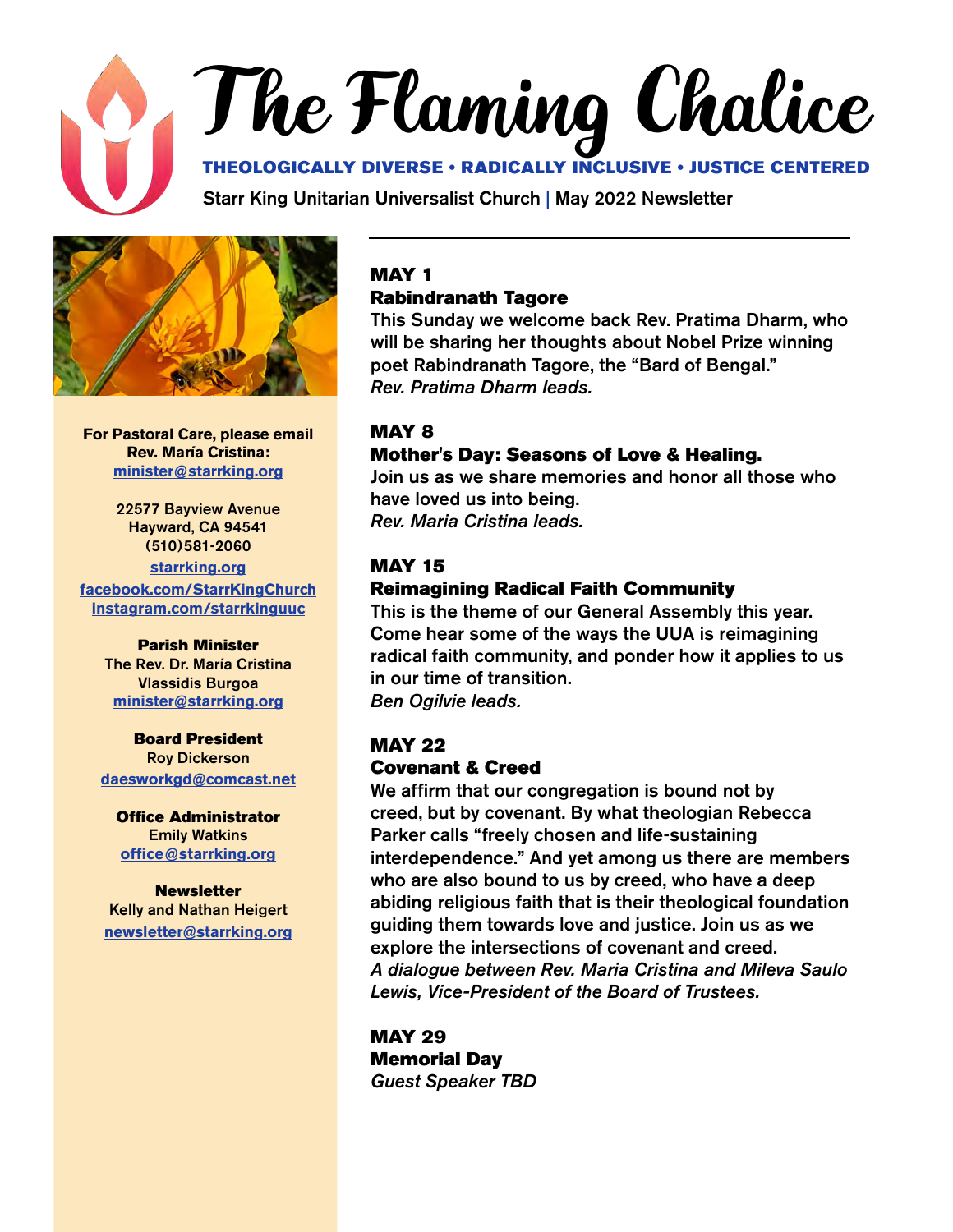# The Flaming Chalice

**THEOLOGICALLY DIVERSE • RADICALLY INCLUSIVE • JUSTICE CENTERED**

**Starr King Unitarian Universalist Church | May 2022 Newsletter**

**For Pastoral Care, please email Rev. María Cristina:**
minister@starrking.org

22577 Bayview Avenue
Hayward, CA 94541
(510)581-2060

starrking.org
facebook.com/StarrKingChurch
instagram.com/starrkinguuc

**Parish Minister**
The Rev. Dr. María Cristina Vlassidis Burgoa
minister@starrking.org

**Board President**
Roy Dickerson
daesworkgd@comcast.net

**Office Administrator**
Emily Watkins
office@starrking.org

**Newsletter**
Kelly and Nathan Heigert
newsletter@starrking.org

## MAY 1
### Rabindranath Tagore

This Sunday we welcome back Rev. Pratima Dharm, who will be sharing her thoughts about Nobel Prize winning poet Rabindranath Tagore, the "Bard of Bengal."
*Rev. Pratima Dharm leads.*

## MAY 8
### Mother's Day: Seasons of Love & Healing.

Join us as we share memories and honor all those who have loved us into being.
*Rev. Maria Cristina leads.*

## MAY 15
### Reimagining Radical Faith Community

This is the theme of our General Assembly this year. Come hear some of the ways the UUA is reimagining radical faith community, and ponder how it applies to us in our time of transition.
*Ben Ogilvie leads.*

## MAY 22
### Covenant & Creed

We affirm that our congregation is bound not by creed, but by covenant. By what theologian Rebecca Parker calls "freely chosen and life-sustaining interdependence." And yet among us there are members who are also bound to us by creed, who have a deep abiding religious faith that is their theological foundation guiding them towards love and justice. Join us as we explore the intersections of covenant and creed.
*A dialogue between Rev. Maria Cristina and Mileva Saulo Lewis, Vice-President of the Board of Trustees.*

## MAY 29
### Memorial Day

*Guest Speaker TBD*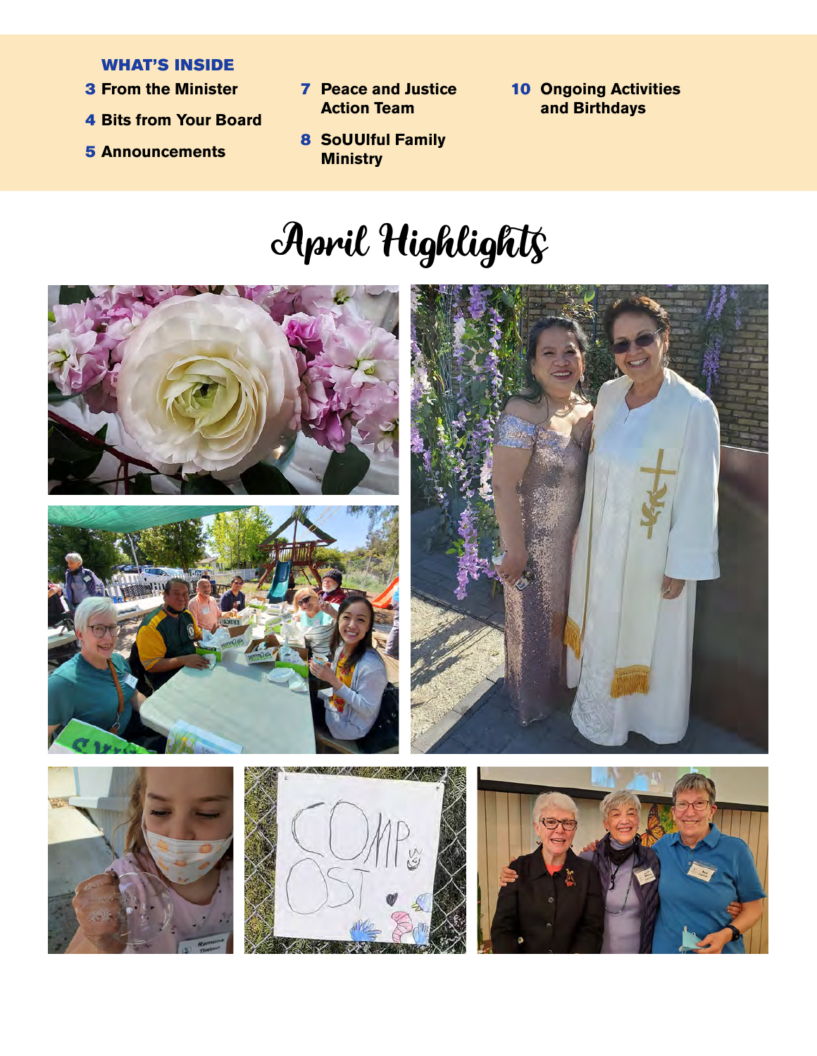**WHAT'S INSIDE**

- **3** From the Minister
- **4** Bits from Your Board
- **5** Announcements
- **7** Peace and Justice Action Team
- **8** SoUUlful Family Ministry
- **10** Ongoing Activities and Birthdays

# April Highlights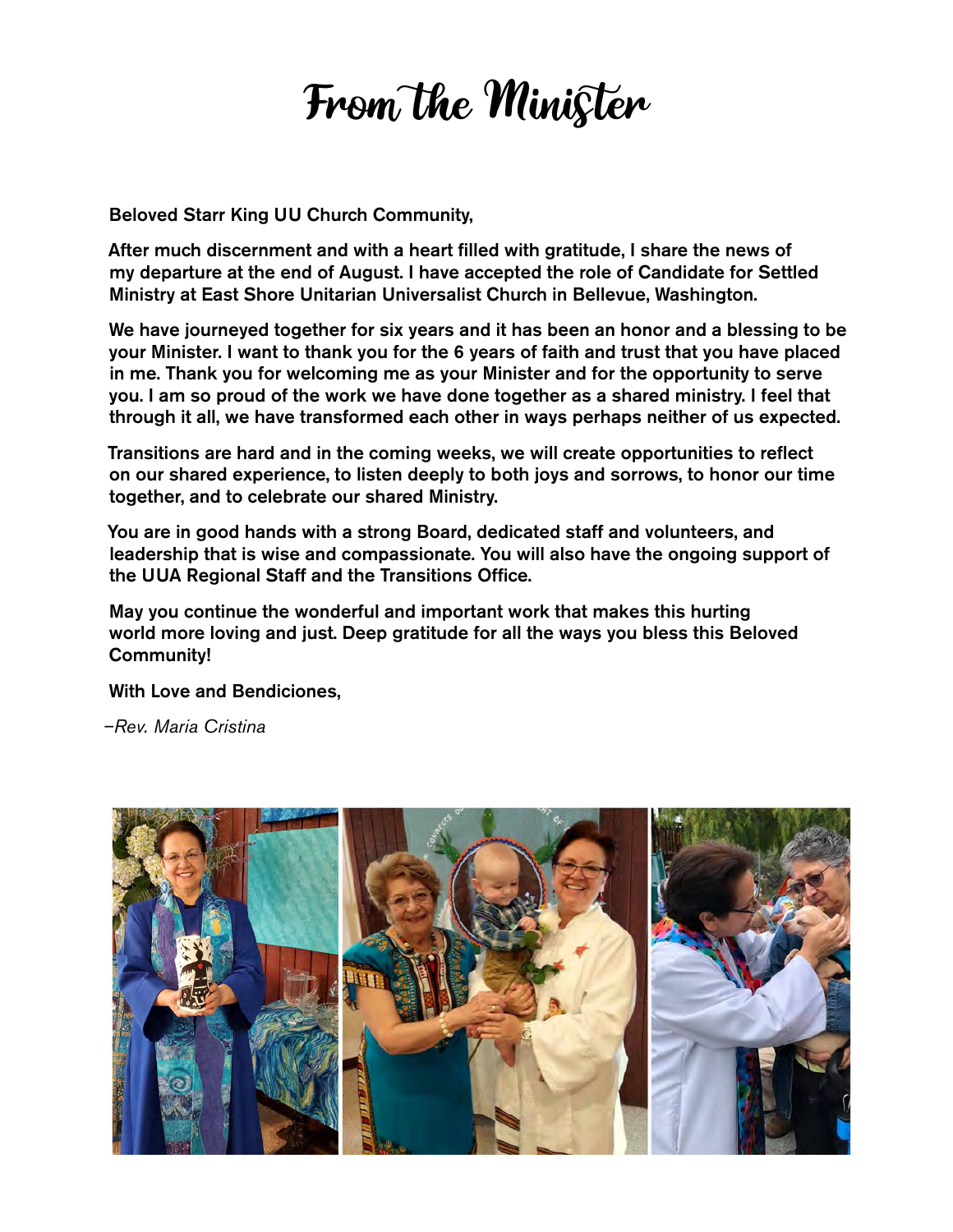# From the Minister

Beloved Starr King UU Church Community,

After much discernment and with a heart filled with gratitude, I share the news of my departure at the end of August. I have accepted the role of Candidate for Settled Ministry at East Shore Unitarian Universalist Church in Bellevue, Washington.

We have journeyed together for six years and it has been an honor and a blessing to be your Minister. I want to thank you for the 6 years of faith and trust that you have placed in me. Thank you for welcoming me as your Minister and for the opportunity to serve you. I am so proud of the work we have done together as a shared ministry. I feel that through it all, we have transformed each other in ways perhaps neither of us expected.

Transitions are hard and in the coming weeks, we will create opportunities to reflect on our shared experience, to listen deeply to both joys and sorrows, to honor our time together, and to celebrate our shared Ministry.

You are in good hands with a strong Board, dedicated staff and volunteers, and leadership that is wise and compassionate. You will also have the ongoing support of the UUA Regional Staff and the Transitions Office.

May you continue the wonderful and important work that makes this hurting world more loving and just. Deep gratitude for all the ways you bless this Beloved Community!

With Love and Bendiciones,

*–Rev. Maria Cristina*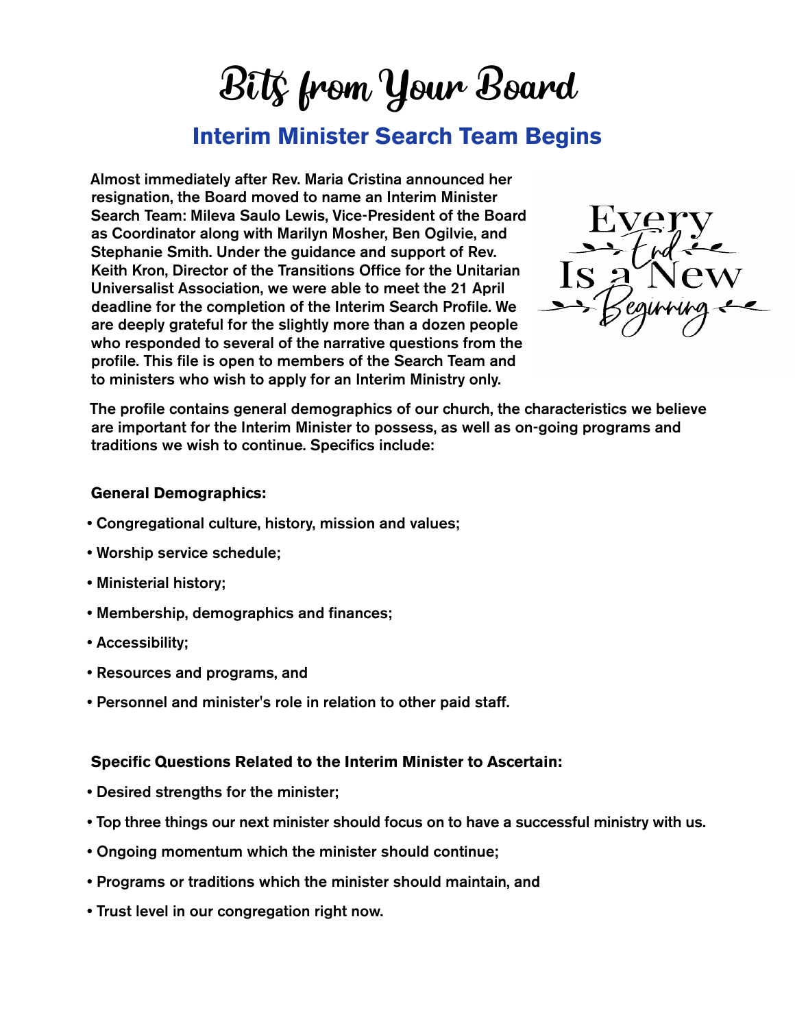# Bits from Your Board

## Interim Minister Search Team Begins

Almost immediately after Rev. Maria Cristina announced her resignation, the Board moved to name an Interim Minister Search Team: Mileva Saulo Lewis, Vice-President of the Board as Coordinator along with Marilyn Mosher, Ben Ogilvie, and Stephanie Smith. Under the guidance and support of Rev. Keith Kron, Director of the Transitions Office for the Unitarian Universalist Association, we were able to meet the 21 April deadline for the completion of the Interim Search Profile. We are deeply grateful for the slightly more than a dozen people who responded to several of the narrative questions from the profile. This file is open to members of the Search Team and to ministers who wish to apply for an Interim Ministry only.

Every End Is a New Beginning

The profile contains general demographics of our church, the characteristics we believe are important for the Interim Minister to possess, as well as on-going programs and traditions we wish to continue. Specifics include:

**General Demographics:**

- Congregational culture, history, mission and values;
- Worship service schedule;
- Ministerial history;
- Membership, demographics and finances;
- Accessibility;
- Resources and programs, and
- Personnel and minister's role in relation to other paid staff.

**Specific Questions Related to the Interim Minister to Ascertain:**

- Desired strengths for the minister;
- Top three things our next minister should focus on to have a successful ministry with us.
- Ongoing momentum which the minister should continue;
- Programs or traditions which the minister should maintain, and
- Trust level in our congregation right now.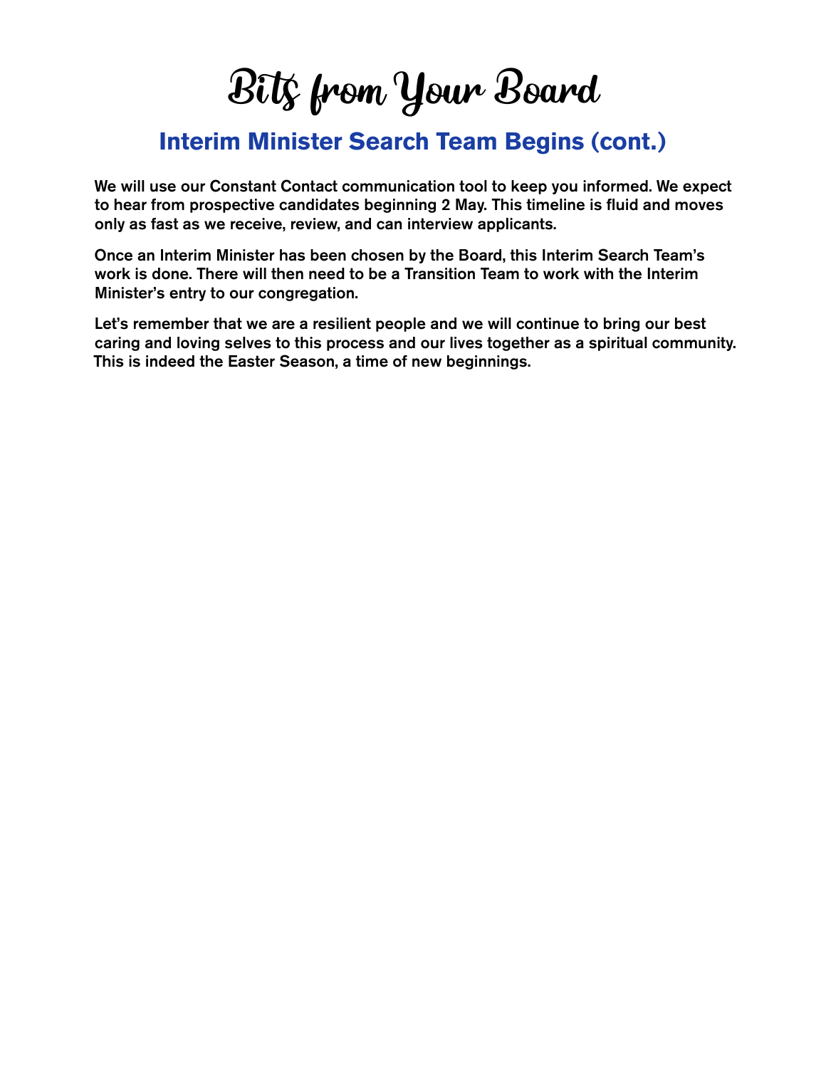# Bits from Your Board

## Interim Minister Search Team Begins (cont.)

We will use our Constant Contact communication tool to keep you informed. We expect to hear from prospective candidates beginning 2 May. This timeline is fluid and moves only as fast as we receive, review, and can interview applicants.

Once an Interim Minister has been chosen by the Board, this Interim Search Team's work is done. There will then need to be a Transition Team to work with the Interim Minister's entry to our congregation.

Let's remember that we are a resilient people and we will continue to bring our best caring and loving selves to this process and our lives together as a spiritual community. This is indeed the Easter Season, a time of new beginnings.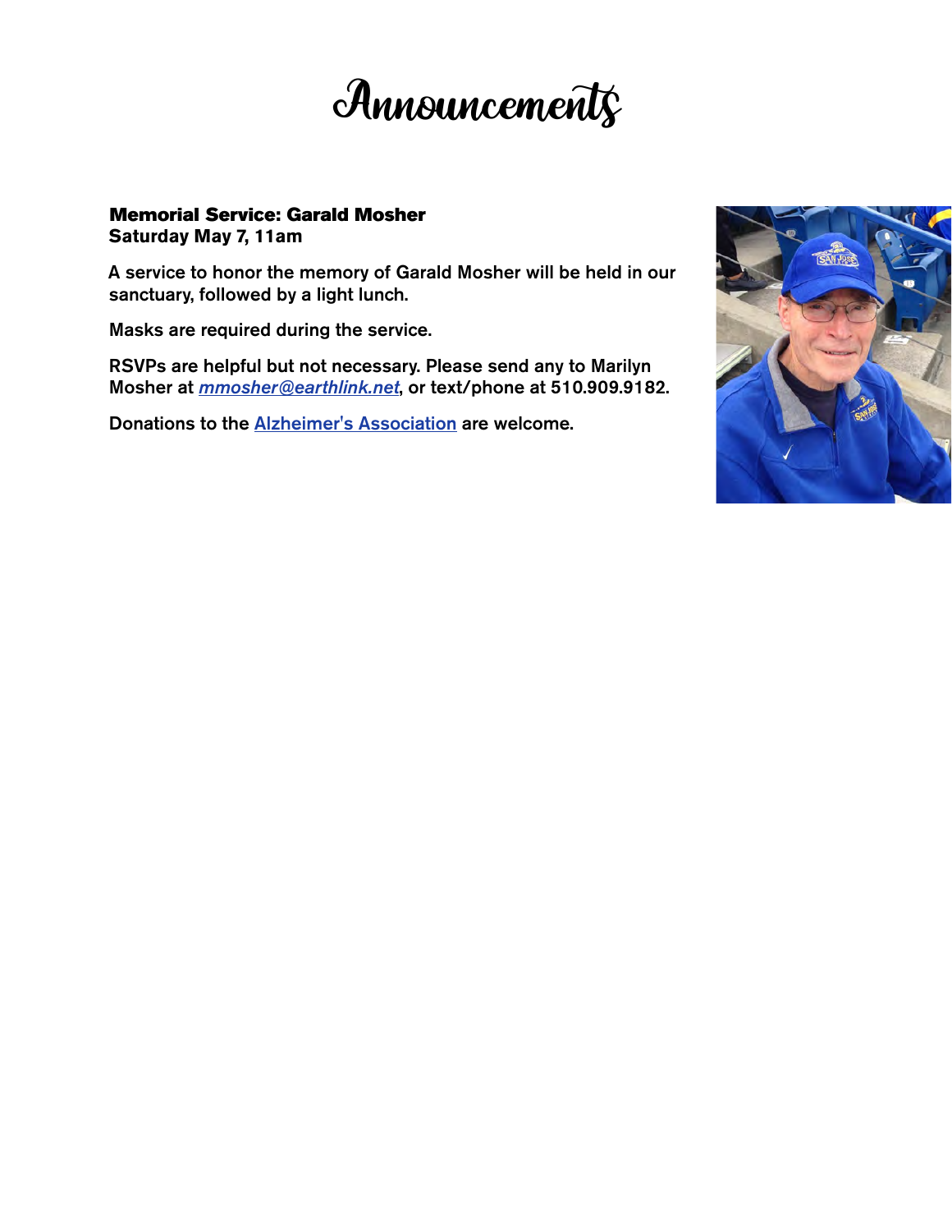# Announcements

**Memorial Service: Garald Mosher**
**Saturday May 7, 11am**

A service to honor the memory of Garald Mosher will be held in our sanctuary, followed by a light lunch.

Masks are required during the service.

RSVPs are helpful but not necessary. Please send any to Marilyn Mosher at *mmosher@earthlink.net*, or text/phone at 510.909.9182.

Donations to the Alzheimer's Association are welcome.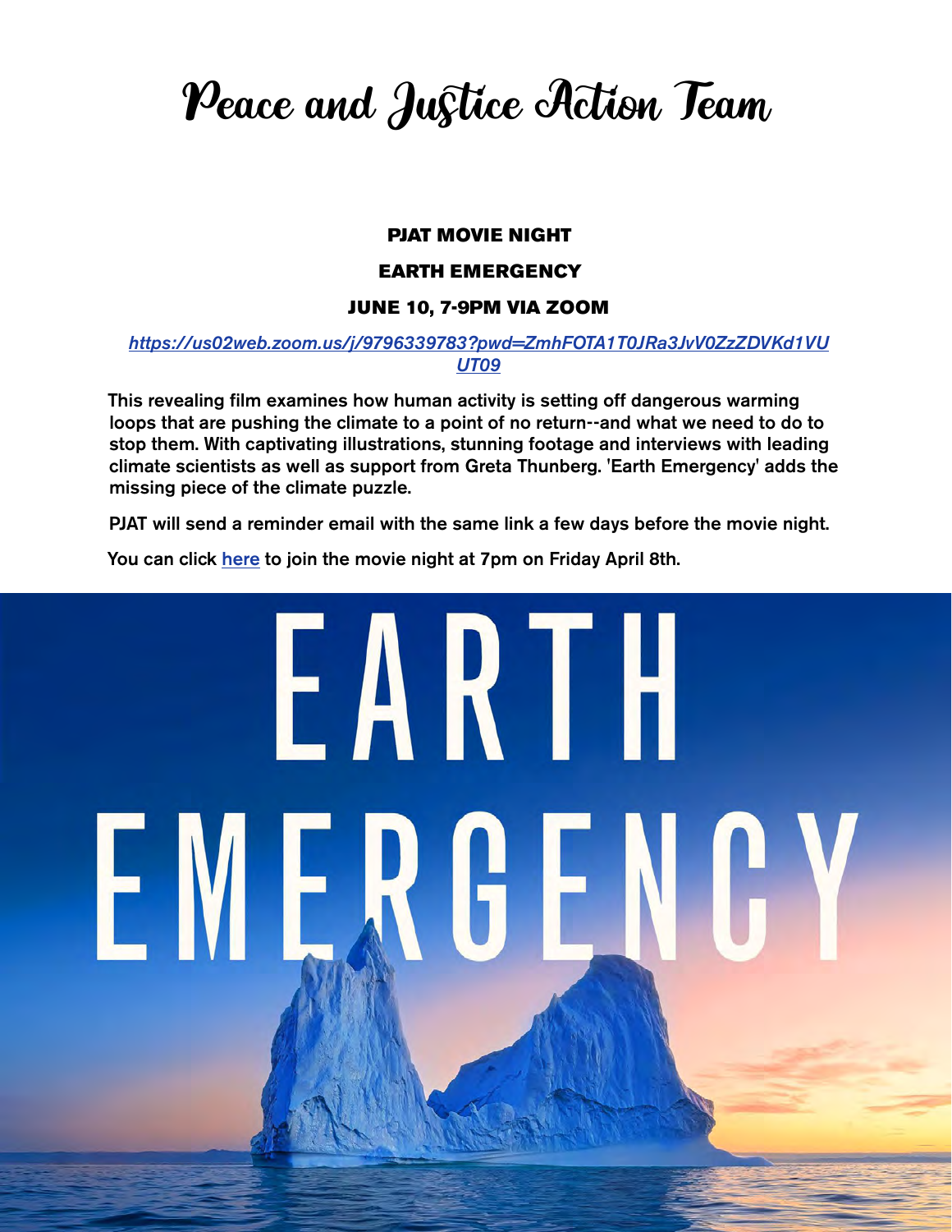# Peace and Justice Action Team

**PJAT MOVIE NIGHT**

**EARTH EMERGENCY**

**JUNE 10, 7-9PM VIA ZOOM**

*https://us02web.zoom.us/j/9796339783?pwd=ZmhFOTA1T0JRa3JvV0ZzZDVKd1VUUT09*

This revealing film examines how human activity is setting off dangerous warming loops that are pushing the climate to a point of no return--and what we need to do to stop them. With captivating illustrations, stunning footage and interviews with leading climate scientists as well as support from Greta Thunberg. 'Earth Emergency' adds the missing piece of the climate puzzle.

PJAT will send a reminder email with the same link a few days before the movie night.

You can click here to join the movie night at 7pm on Friday April 8th.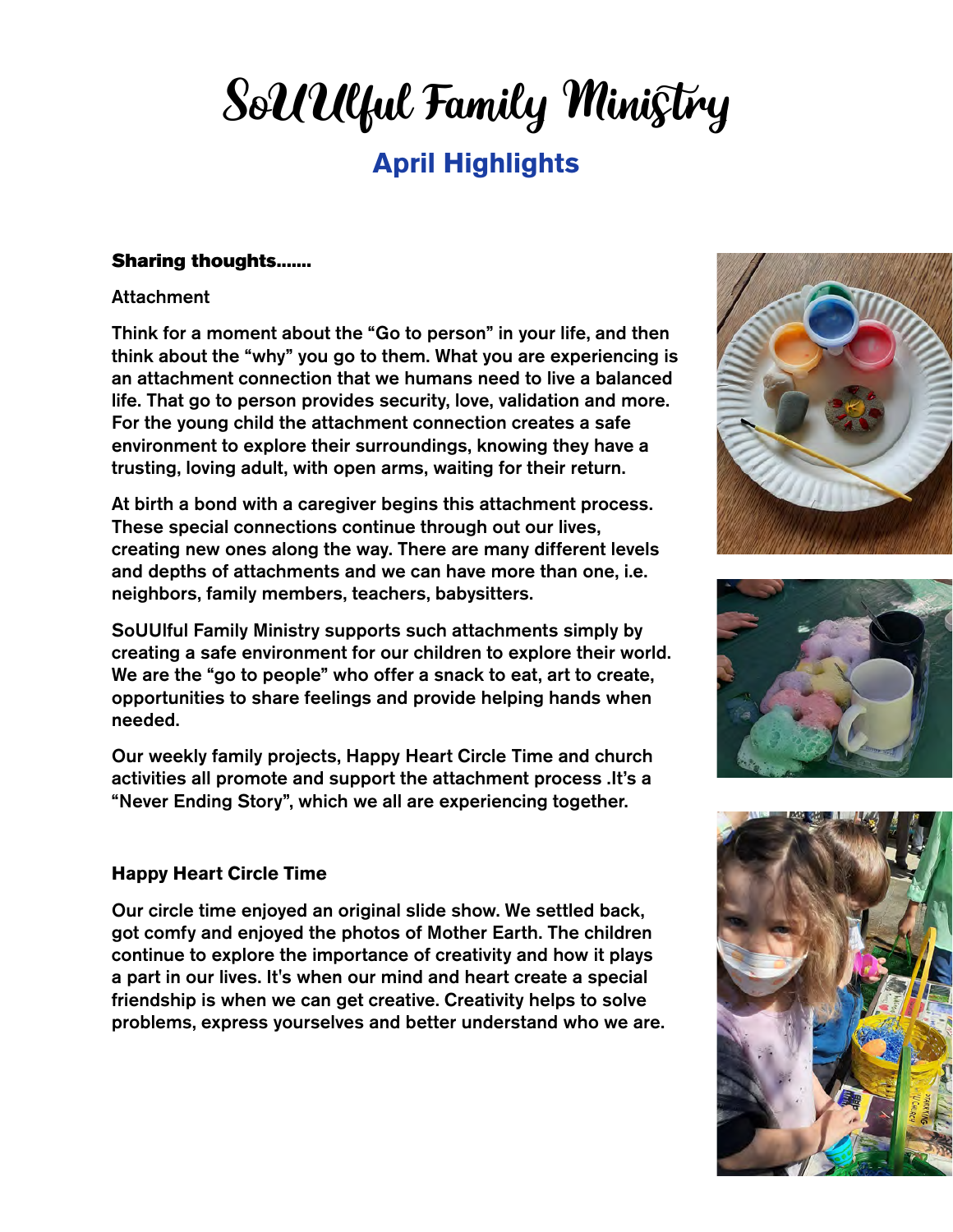# SoUUlful Family Ministry

## April Highlights

**Sharing thoughts.......**

Attachment

Think for a moment about the "Go to person" in your life, and then think about the "why" you go to them. What you are experiencing is an attachment connection that we humans need to live a balanced life. That go to person provides security, love, validation and more. For the young child the attachment connection creates a safe environment to explore their surroundings, knowing they have a trusting, loving adult, with open arms, waiting for their return.

At birth a bond with a caregiver begins this attachment process. These special connections continue through out our lives, creating new ones along the way. There are many different levels and depths of attachments and we can have more than one, i.e. neighbors, family members, teachers, babysitters.

SoUUlful Family Ministry supports such attachments simply by creating a safe environment for our children to explore their world. We are the "go to people" who offer a snack to eat, art to create, opportunities to share feelings and provide helping hands when needed.

Our weekly family projects, Happy Heart Circle Time and church activities all promote and support the attachment process .It's a "Never Ending Story", which we all are experiencing together.

**Happy Heart Circle Time**

Our circle time enjoyed an original slide show. We settled back, got comfy and enjoyed the photos of Mother Earth. The children continue to explore the importance of creativity and how it plays a part in our lives. It's when our mind and heart create a special friendship is when we can get creative. Creativity helps to solve problems, express yourselves and better understand who we are.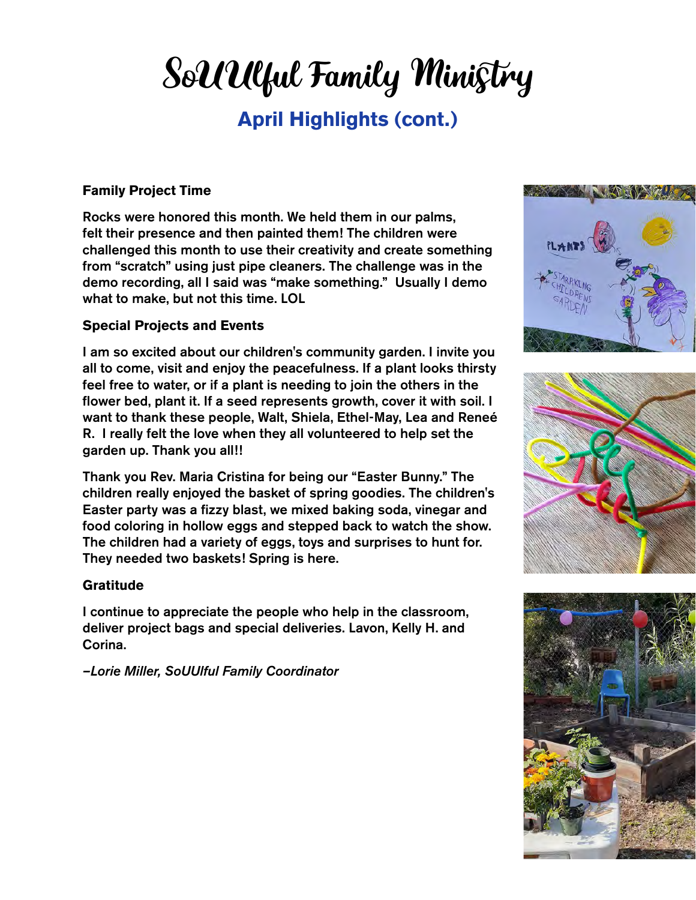# SoUUlful Family Ministry

## April Highlights (cont.)

**Family Project Time**

Rocks were honored this month. We held them in our palms, felt their presence and then painted them! The children were challenged this month to use their creativity and create something from "scratch" using just pipe cleaners. The challenge was in the demo recording, all I said was "make something." Usually I demo what to make, but not this time. LOL

**Special Projects and Events**

I am so excited about our children's community garden. I invite you all to come, visit and enjoy the peacefulness. If a plant looks thirsty feel free to water, or if a plant is needing to join the others in the flower bed, plant it. If a seed represents growth, cover it with soil. I want to thank these people, Walt, Shiela, Ethel-May, Lea and Reneé R. I really felt the love when they all volunteered to help set the garden up. Thank you all!!

Thank you Rev. Maria Cristina for being our "Easter Bunny." The children really enjoyed the basket of spring goodies. The children's Easter party was a fizzy blast, we mixed baking soda, vinegar and food coloring in hollow eggs and stepped back to watch the show. The children had a variety of eggs, toys and surprises to hunt for. They needed two baskets! Spring is here.

**Gratitude**

I continue to appreciate the people who help in the classroom, deliver project bags and special deliveries. Lavon, Kelly H. and Corina.

*–Lorie Miller, SoUUlful Family Coordinator*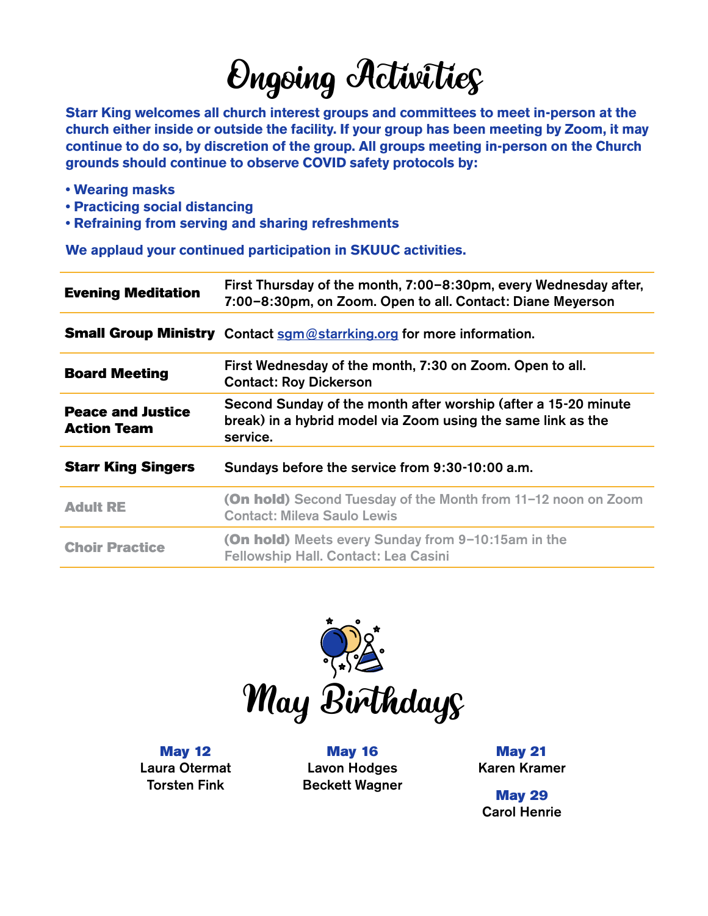# Ongoing Activities

**Starr King welcomes all church interest groups and committees to meet in-person at the church either inside or outside the facility. If your group has been meeting by Zoom, it may continue to do so, by discretion of the group. All groups meeting in-person on the Church grounds should continue to observe COVID safety protocols by:**

- **Wearing masks**
- **Practicing social distancing**
- **Refraining from serving and sharing refreshments**

**We applaud your continued participation in SKUUC activities.**

| | |
|---|---|
| **Evening Meditation** | First Thursday of the month, 7:00–8:30pm, every Wednesday after, 7:00–8:30pm, on Zoom. Open to all. Contact: Diane Meyerson |
| **Small Group Ministry** | Contact sgm@starrking.org for more information. |
| **Board Meeting** | First Wednesday of the month, 7:30 on Zoom. Open to all. Contact: Roy Dickerson |
| **Peace and Justice Action Team** | Second Sunday of the month after worship (after a 15-20 minute break) in a hybrid model via Zoom using the same link as the service. |
| **Starr King Singers** | Sundays before the service from 9:30-10:00 a.m. |
| **Adult RE** | **(On hold)** Second Tuesday of the Month from 11–12 noon on Zoom Contact: Mileva Saulo Lewis |
| **Choir Practice** | **(On hold)** Meets every Sunday from 9–10:15am in the Fellowship Hall. Contact: Lea Casini |

# May Birthdays

**May 12**
Laura Otermat
Torsten Fink

**May 16**
Lavon Hodges
Beckett Wagner

**May 21**
Karen Kramer

**May 29**
Carol Henrie